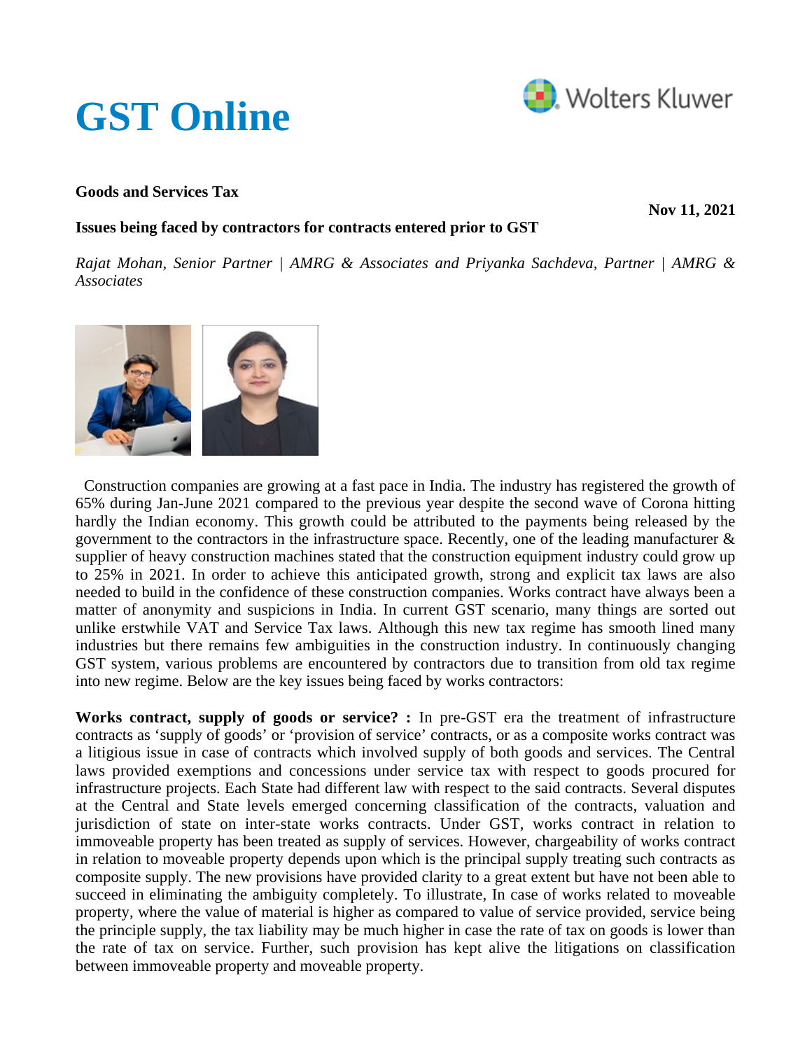# GST Online

**Goods and Services Tax**

**Nov 11, 2021**

**Issues being faced by contractors for contracts entered prior to GST**

*Rajat Mohan, Senior Partner | AMRG & Associates and Priyanka Sachdeva, Partner | AMRG & Associates*

Construction companies are growing at a fast pace in India. The industry has registered the growth of 65% during Jan-June 2021 compared to the previous year despite the second wave of Corona hitting hardly the Indian economy. This growth could be attributed to the payments being released by the government to the contractors in the infrastructure space. Recently, one of the leading manufacturer & supplier of heavy construction machines stated that the construction equipment industry could grow up to 25% in 2021. In order to achieve this anticipated growth, strong and explicit tax laws are also needed to build in the confidence of these construction companies. Works contract have always been a matter of anonymity and suspicions in India. In current GST scenario, many things are sorted out unlike erstwhile VAT and Service Tax laws. Although this new tax regime has smooth lined many industries but there remains few ambiguities in the construction industry. In continuously changing GST system, various problems are encountered by contractors due to transition from old tax regime into new regime. Below are the key issues being faced by works contractors:

**Works contract, supply of goods or service? :** In pre-GST era the treatment of infrastructure contracts as 'supply of goods' or 'provision of service' contracts, or as a composite works contract was a litigious issue in case of contracts which involved supply of both goods and services. The Central laws provided exemptions and concessions under service tax with respect to goods procured for infrastructure projects. Each State had different law with respect to the said contracts. Several disputes at the Central and State levels emerged concerning classification of the contracts, valuation and jurisdiction of state on inter-state works contracts. Under GST, works contract in relation to immoveable property has been treated as supply of services. However, chargeability of works contract in relation to moveable property depends upon which is the principal supply treating such contracts as composite supply. The new provisions have provided clarity to a great extent but have not been able to succeed in eliminating the ambiguity completely. To illustrate, In case of works related to moveable property, where the value of material is higher as compared to value of service provided, service being the principle supply, the tax liability may be much higher in case the rate of tax on goods is lower than the rate of tax on service. Further, such provision has kept alive the litigations on classification between immoveable property and moveable property.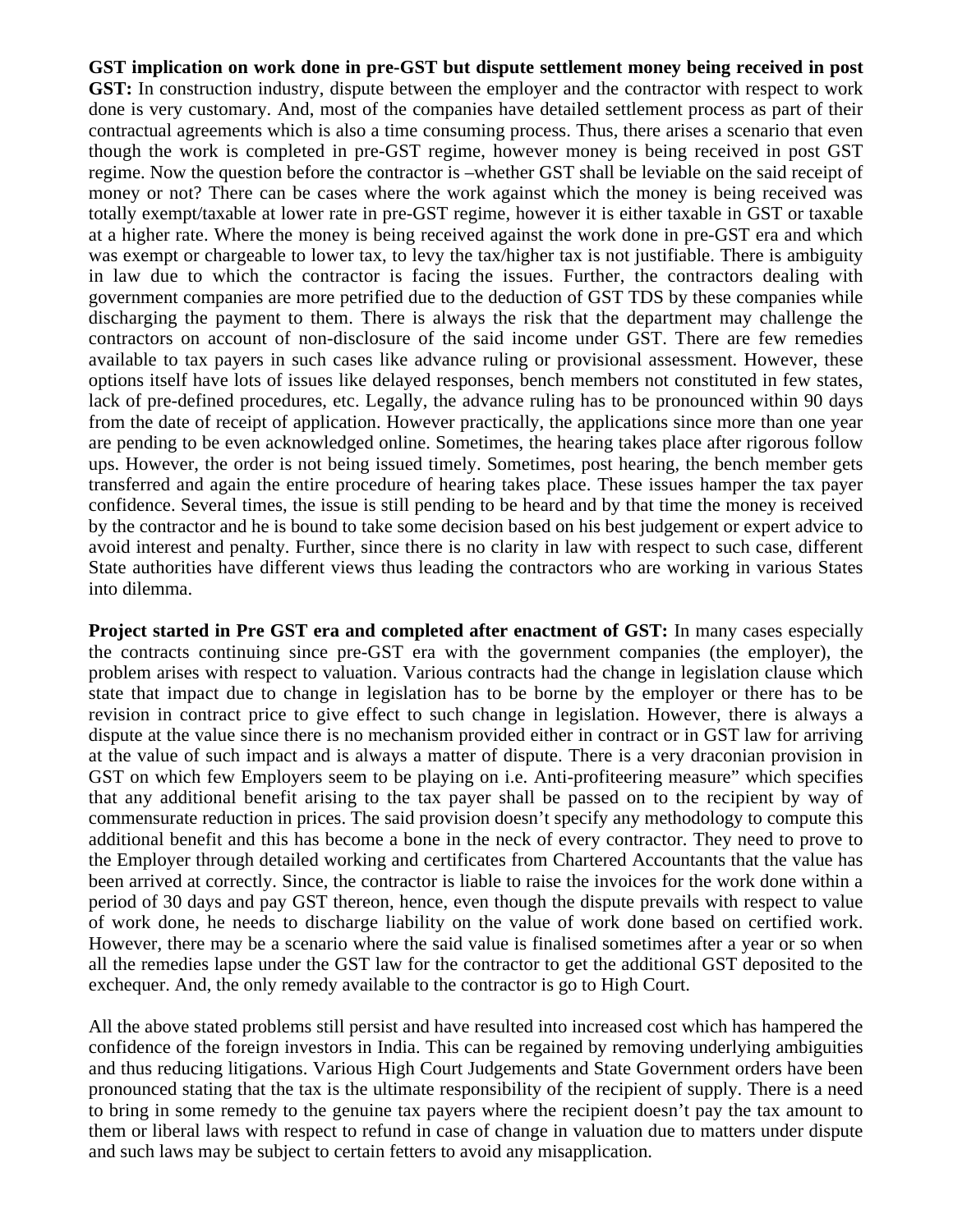**GST implication on work done in pre-GST but dispute settlement money being received in post GST:** In construction industry, dispute between the employer and the contractor with respect to work done is very customary. And, most of the companies have detailed settlement process as part of their contractual agreements which is also a time consuming process. Thus, there arises a scenario that even though the work is completed in pre-GST regime, however money is being received in post GST regime. Now the question before the contractor is –whether GST shall be leviable on the said receipt of money or not? There can be cases where the work against which the money is being received was totally exempt/taxable at lower rate in pre-GST regime, however it is either taxable in GST or taxable at a higher rate. Where the money is being received against the work done in pre-GST era and which was exempt or chargeable to lower tax, to levy the tax/higher tax is not justifiable. There is ambiguity in law due to which the contractor is facing the issues. Further, the contractors dealing with government companies are more petrified due to the deduction of GST TDS by these companies while discharging the payment to them. There is always the risk that the department may challenge the contractors on account of non-disclosure of the said income under GST. There are few remedies available to tax payers in such cases like advance ruling or provisional assessment. However, these options itself have lots of issues like delayed responses, bench members not constituted in few states, lack of pre-defined procedures, etc. Legally, the advance ruling has to be pronounced within 90 days from the date of receipt of application. However practically, the applications since more than one year are pending to be even acknowledged online. Sometimes, the hearing takes place after rigorous follow ups. However, the order is not being issued timely. Sometimes, post hearing, the bench member gets transferred and again the entire procedure of hearing takes place. These issues hamper the tax payer confidence. Several times, the issue is still pending to be heard and by that time the money is received by the contractor and he is bound to take some decision based on his best judgement or expert advice to avoid interest and penalty. Further, since there is no clarity in law with respect to such case, different State authorities have different views thus leading the contractors who are working in various States into dilemma.

**Project started in Pre GST era and completed after enactment of GST:** In many cases especially the contracts continuing since pre-GST era with the government companies (the employer), the problem arises with respect to valuation. Various contracts had the change in legislation clause which state that impact due to change in legislation has to be borne by the employer or there has to be revision in contract price to give effect to such change in legislation. However, there is always a dispute at the value since there is no mechanism provided either in contract or in GST law for arriving at the value of such impact and is always a matter of dispute. There is a very draconian provision in GST on which few Employers seem to be playing on i.e. Anti-profiteering measure" which specifies that any additional benefit arising to the tax payer shall be passed on to the recipient by way of commensurate reduction in prices. The said provision doesn't specify any methodology to compute this additional benefit and this has become a bone in the neck of every contractor. They need to prove to the Employer through detailed working and certificates from Chartered Accountants that the value has been arrived at correctly. Since, the contractor is liable to raise the invoices for the work done within a period of 30 days and pay GST thereon, hence, even though the dispute prevails with respect to value of work done, he needs to discharge liability on the value of work done based on certified work. However, there may be a scenario where the said value is finalised sometimes after a year or so when all the remedies lapse under the GST law for the contractor to get the additional GST deposited to the exchequer. And, the only remedy available to the contractor is go to High Court.

All the above stated problems still persist and have resulted into increased cost which has hampered the confidence of the foreign investors in India. This can be regained by removing underlying ambiguities and thus reducing litigations. Various High Court Judgements and State Government orders have been pronounced stating that the tax is the ultimate responsibility of the recipient of supply. There is a need to bring in some remedy to the genuine tax payers where the recipient doesn't pay the tax amount to them or liberal laws with respect to refund in case of change in valuation due to matters under dispute and such laws may be subject to certain fetters to avoid any misapplication.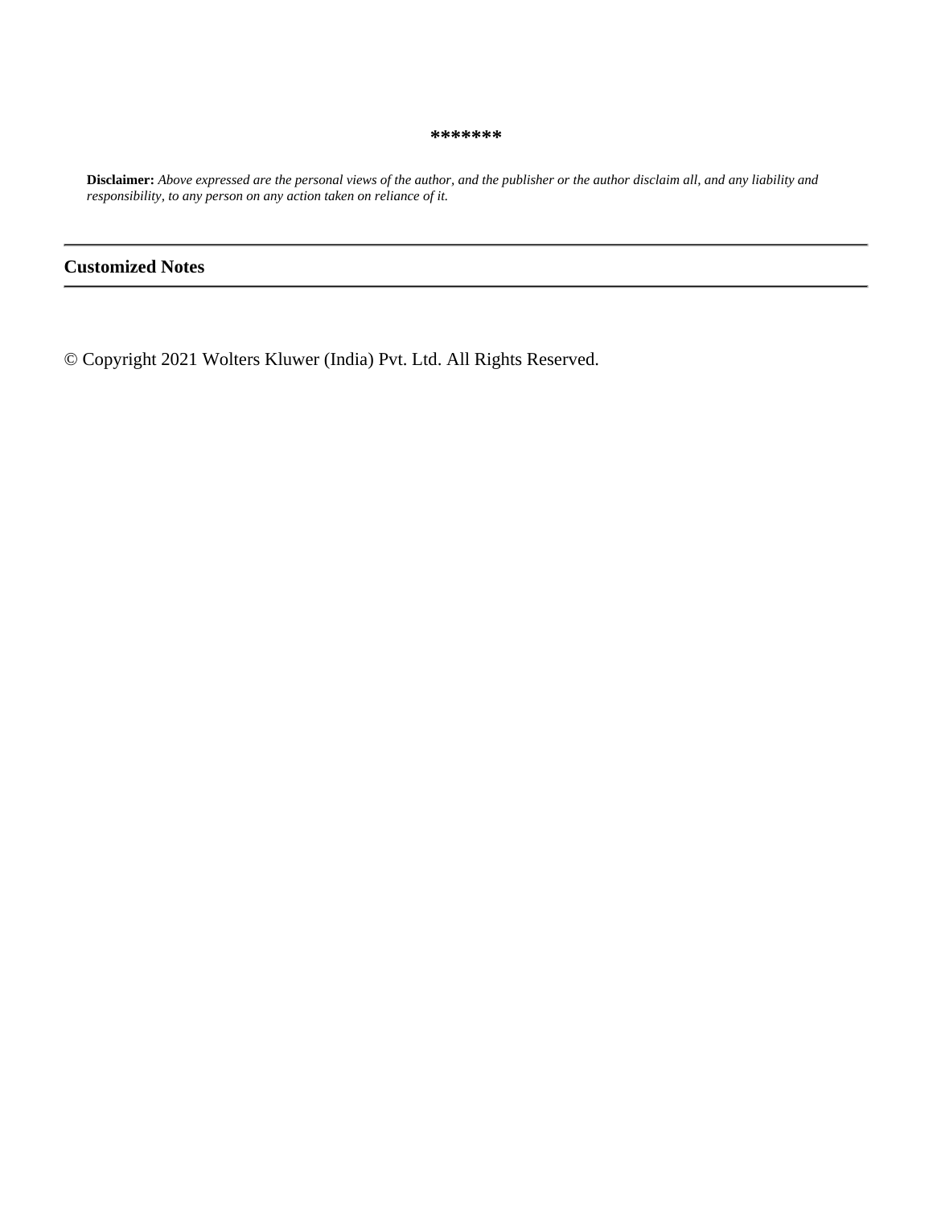*******

**Disclaimer:** *Above expressed are the personal views of the author, and the publisher or the author disclaim all, and any liability and responsibility, to any person on any action taken on reliance of it.*

---

**Customized Notes**

---

© Copyright 2021 Wolters Kluwer (India) Pvt. Ltd. All Rights Reserved.